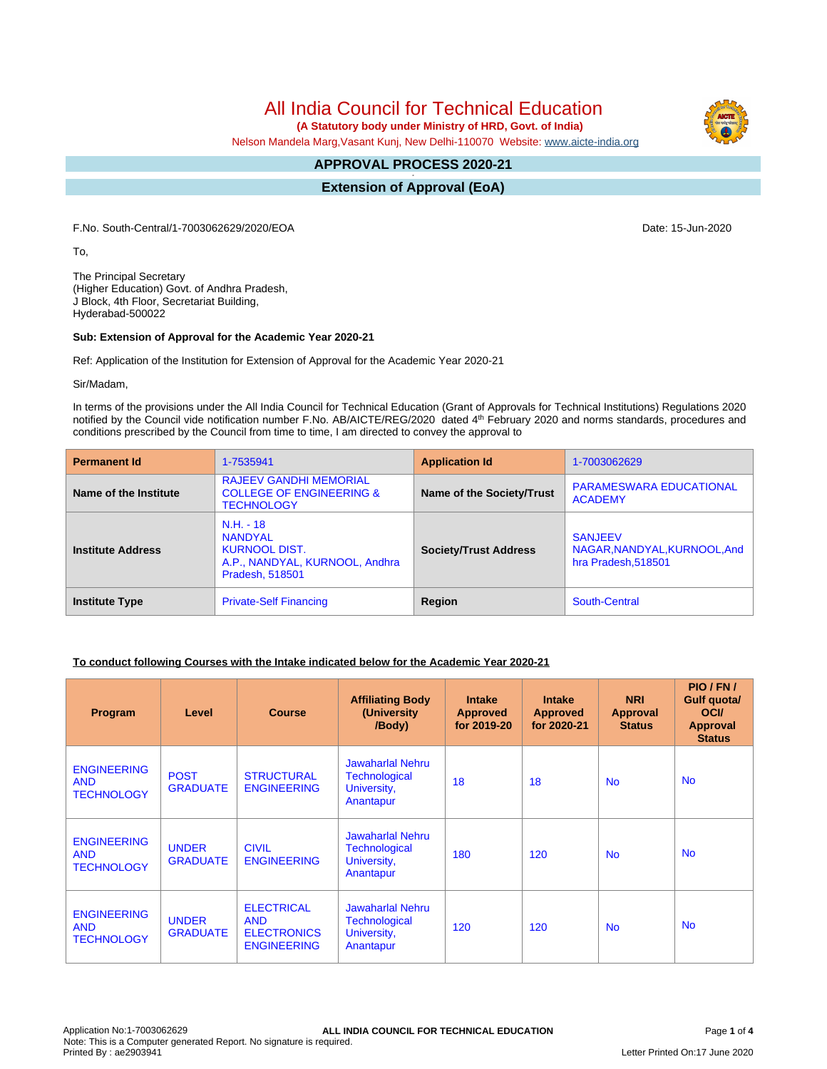# All India Council for Technical Education

**(A Statutory body under Ministry of HRD, Govt. of India)**

Nelson Mandela Marg,Vasant Kunj, New Delhi-110070 Website: www.aicte-india.org

## APPROVAL PROCESS 2020-21

## Extension of Approval (EoA)

F.No. South-Central/1-7003062629/2020/EOA

Date: 15-Jun-2020

To,

The Principal Secretary
(Higher Education) Govt. of Andhra Pradesh,
J Block, 4th Floor, Secretariat Building,
Hyderabad-500022

**Sub: Extension of Approval for the Academic Year 2020-21**

Ref: Application of the Institution for Extension of Approval for the Academic Year 2020-21

Sir/Madam,

In terms of the provisions under the All India Council for Technical Education (Grant of Approvals for Technical Institutions) Regulations 2020 notified by the Council vide notification number F.No. AB/AICTE/REG/2020 dated 4th February 2020 and norms standards, procedures and conditions prescribed by the Council from time to time, I am directed to convey the approval to

| Permanent Id | 1-7535941 | Application Id | 1-7003062629 |
|---|---|---|---|
| Name of the Institute | RAJEEV GANDHI MEMORIAL COLLEGE OF ENGINEERING & TECHNOLOGY | Name of the Society/Trust | PARAMESWARA EDUCATIONAL ACADEMY |
| Institute Address | N.H. - 18 NANDYAL KURNOOL DIST. A.P., NANDYAL, KURNOOL, Andhra Pradesh, 518501 | Society/Trust Address | SANJEEV NAGAR,NANDYAL,KURNOOL,Andhra Pradesh,518501 |
| Institute Type | Private-Self Financing | Region | South-Central |

**To conduct following Courses with the Intake indicated below for the Academic Year 2020-21**

| Program | Level | Course | Affiliating Body (University /Body) | Intake Approved for 2019-20 | Intake Approved for 2020-21 | NRI Approval Status | PIO / FN / Gulf quota/ OCI/ Approval Status |
|---|---|---|---|---|---|---|---|
| ENGINEERING AND TECHNOLOGY | POST GRADUATE | STRUCTURAL ENGINEERING | Jawaharlal Nehru Technological University, Anantapur | 18 | 18 | No | No |
| ENGINEERING AND TECHNOLOGY | UNDER GRADUATE | CIVIL ENGINEERING | Jawaharlal Nehru Technological University, Anantapur | 180 | 120 | No | No |
| ENGINEERING AND TECHNOLOGY | UNDER GRADUATE | ELECTRICAL AND ELECTRONICS ENGINEERING | Jawaharlal Nehru Technological University, Anantapur | 120 | 120 | No | No |

Application No:1-7003062629
Note: This is a Computer generated Report. No signature is required.
Printed By : ae2903941
Letter Printed On:17 June 2020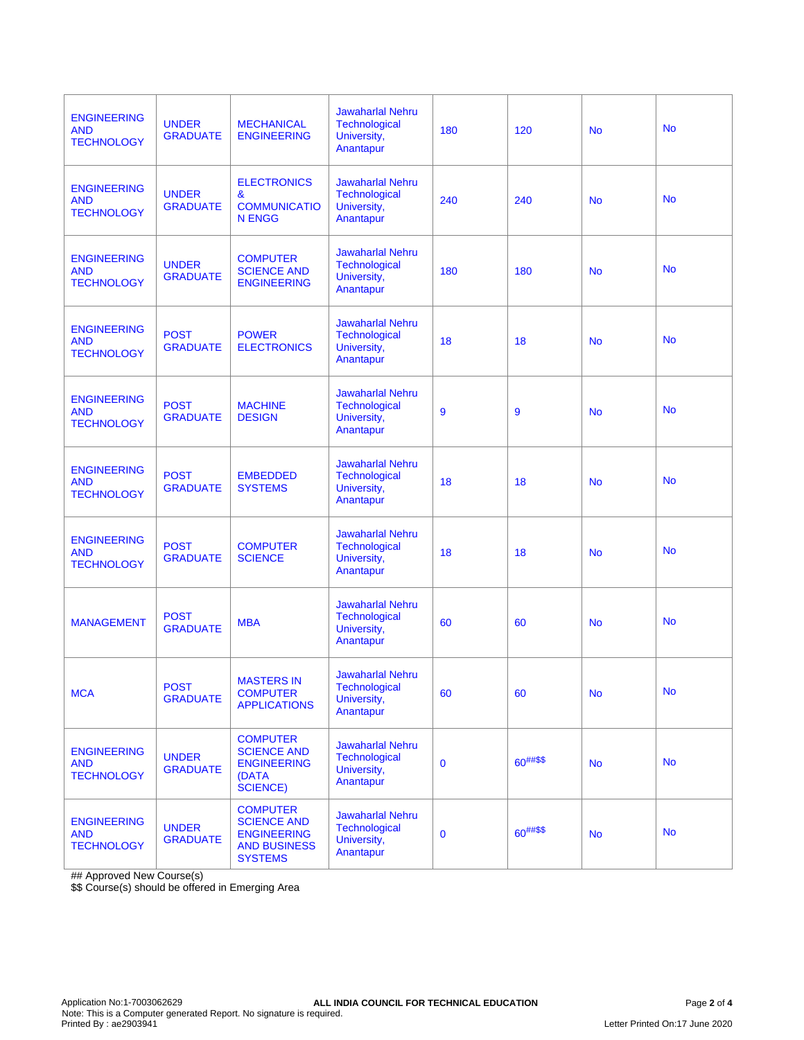| | | | | | | | |
|---|---|---|---|---|---|---|---|
| ENGINEERING AND TECHNOLOGY | UNDER GRADUATE | MECHANICAL ENGINEERING | Jawaharlal Nehru Technological University, Anantapur | 180 | 120 | No | No |
| ENGINEERING AND TECHNOLOGY | UNDER GRADUATE | ELECTRONICS & COMMUNICATIO N ENGG | Jawaharlal Nehru Technological University, Anantapur | 240 | 240 | No | No |
| ENGINEERING AND TECHNOLOGY | UNDER GRADUATE | COMPUTER SCIENCE AND ENGINEERING | Jawaharlal Nehru Technological University, Anantapur | 180 | 180 | No | No |
| ENGINEERING AND TECHNOLOGY | POST GRADUATE | POWER ELECTRONICS | Jawaharlal Nehru Technological University, Anantapur | 18 | 18 | No | No |
| ENGINEERING AND TECHNOLOGY | POST GRADUATE | MACHINE DESIGN | Jawaharlal Nehru Technological University, Anantapur | 9 | 9 | No | No |
| ENGINEERING AND TECHNOLOGY | POST GRADUATE | EMBEDDED SYSTEMS | Jawaharlal Nehru Technological University, Anantapur | 18 | 18 | No | No |
| ENGINEERING AND TECHNOLOGY | POST GRADUATE | COMPUTER SCIENCE | Jawaharlal Nehru Technological University, Anantapur | 18 | 18 | No | No |
| MANAGEMENT | POST GRADUATE | MBA | Jawaharlal Nehru Technological University, Anantapur | 60 | 60 | No | No |
| MCA | POST GRADUATE | MASTERS IN COMPUTER APPLICATIONS | Jawaharlal Nehru Technological University, Anantapur | 60 | 60 | No | No |
| ENGINEERING AND TECHNOLOGY | UNDER GRADUATE | COMPUTER SCIENCE AND ENGINEERING (DATA SCIENCE) | Jawaharlal Nehru Technological University, Anantapur | 0 | 60##$$ | No | No |
| ENGINEERING AND TECHNOLOGY | UNDER GRADUATE | COMPUTER SCIENCE AND ENGINEERING AND BUSINESS SYSTEMS | Jawaharlal Nehru Technological University, Anantapur | 0 | 60##$$ | No | No |

## Approved New Course(s)
$$ Course(s) should be offered in Emerging Area

Application No:1-7003062629 | ALL INDIA COUNCIL FOR TECHNICAL EDUCATION
Note: This is a Computer generated Report. No signature is required.
Printed By : ae2903941 | Letter Printed On:17 June 2020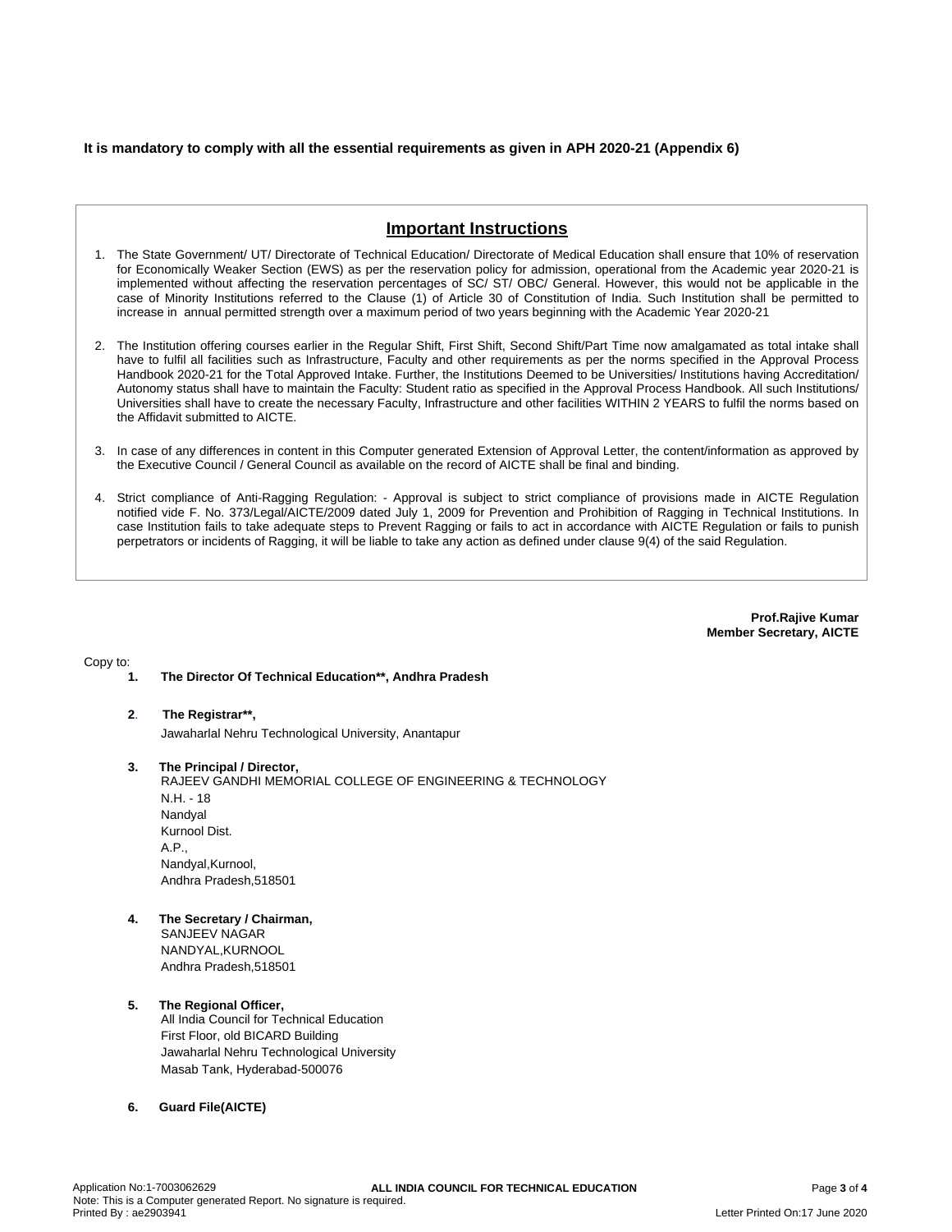**It is mandatory to comply with all the essential requirements as given in APH 2020-21 (Appendix 6)**

## Important Instructions

1. The State Government/ UT/ Directorate of Technical Education/ Directorate of Medical Education shall ensure that 10% of reservation for Economically Weaker Section (EWS) as per the reservation policy for admission, operational from the Academic year 2020-21 is implemented without affecting the reservation percentages of SC/ ST/ OBC/ General. However, this would not be applicable in the case of Minority Institutions referred to the Clause (1) of Article 30 of Constitution of India. Such Institution shall be permitted to increase in annual permitted strength over a maximum period of two years beginning with the Academic Year 2020-21
2. The Institution offering courses earlier in the Regular Shift, First Shift, Second Shift/Part Time now amalgamated as total intake shall have to fulfil all facilities such as Infrastructure, Faculty and other requirements as per the norms specified in the Approval Process Handbook 2020-21 for the Total Approved Intake. Further, the Institutions Deemed to be Universities/ Institutions having Accreditation/ Autonomy status shall have to maintain the Faculty: Student ratio as specified in the Approval Process Handbook. All such Institutions/ Universities shall have to create the necessary Faculty, Infrastructure and other facilities WITHIN 2 YEARS to fulfil the norms based on the Affidavit submitted to AICTE.
3. In case of any differences in content in this Computer generated Extension of Approval Letter, the content/information as approved by the Executive Council / General Council as available on the record of AICTE shall be final and binding.
4. Strict compliance of Anti-Ragging Regulation: - Approval is subject to strict compliance of provisions made in AICTE Regulation notified vide F. No. 373/Legal/AICTE/2009 dated July 1, 2009 for Prevention and Prohibition of Ragging in Technical Institutions. In case Institution fails to take adequate steps to Prevent Ragging or fails to act in accordance with AICTE Regulation or fails to punish perpetrators or incidents of Ragging, it will be liable to take any action as defined under clause 9(4) of the said Regulation.

**Prof.Rajive Kumar**
**Member Secretary, AICTE**

Copy to:

1. **The Director Of Technical Education\*\*, Andhra Pradesh**

2. **The Registrar\*\*,**
   Jawaharlal Nehru Technological University, Anantapur

3. **The Principal / Director,**
   RAJEEV GANDHI MEMORIAL COLLEGE OF ENGINEERING & TECHNOLOGY
   N.H. - 18
   Nandyal
   Kurnool Dist.
   A.P.,
   Nandyal,Kurnool,
   Andhra Pradesh,518501

4. **The Secretary / Chairman,**
   SANJEEV NAGAR
   NANDYAL,KURNOOL
   Andhra Pradesh,518501

5. **The Regional Officer,**
   All India Council for Technical Education
   First Floor, old BICARD Building
   Jawaharlal Nehru Technological University
   Masab Tank, Hyderabad-500076

6. **Guard File(AICTE)**

Application No:1-7003062629
Note: This is a Computer generated Report. No signature is required.
Printed By : ae2903941
Letter Printed On:17 June 2020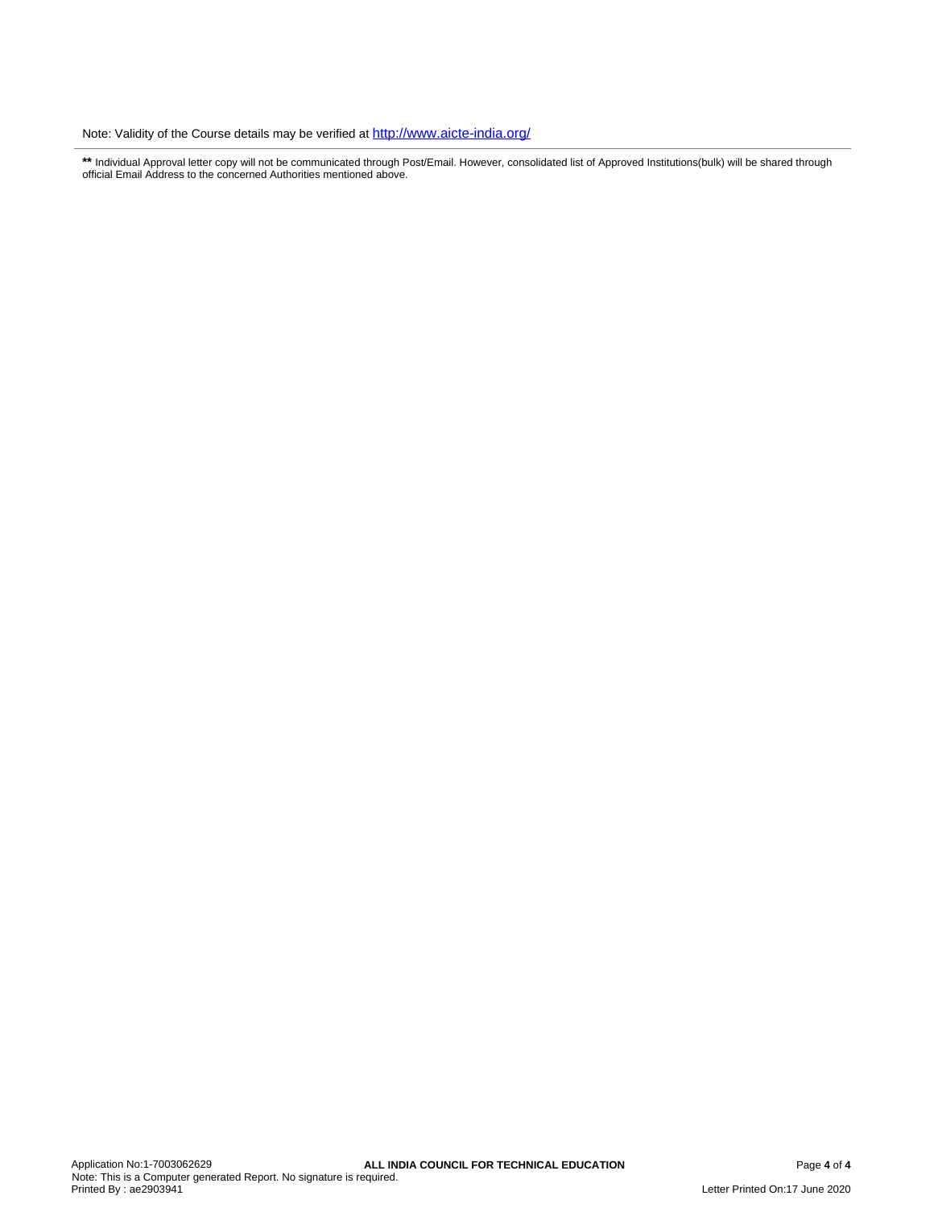Note: Validity of the Course details may be verified at [http://www.aicte-india.org/](http://www.aicte-india.org/)

---

** Individual Approval letter copy will not be communicated through Post/Email. However, consolidated list of Approved Institutions(bulk) will be shared through official Email Address to the concerned Authorities mentioned above.